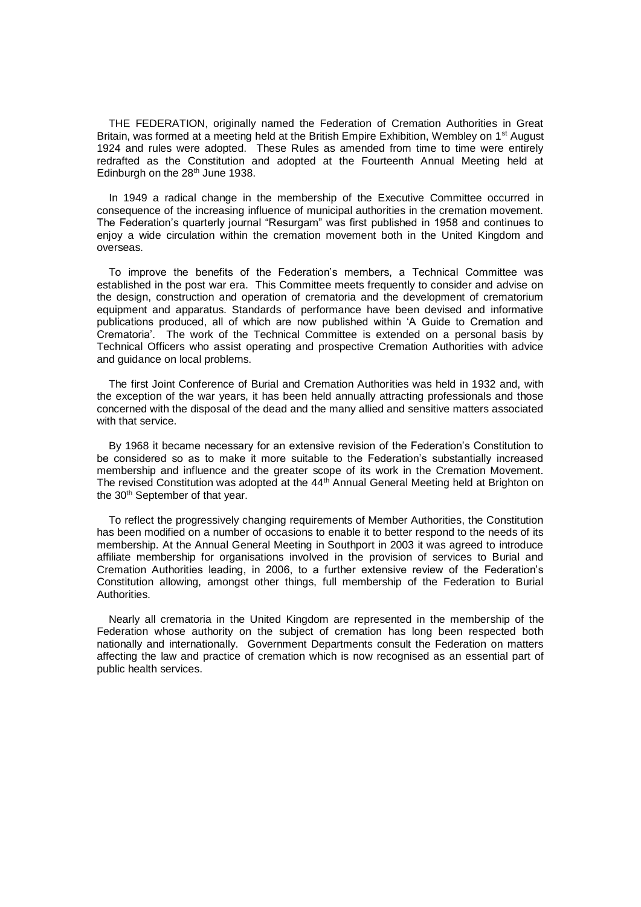THE FEDERATION, originally named the Federation of Cremation Authorities in Great Britain, was formed at a meeting held at the British Empire Exhibition, Wembley on 1st August 1924 and rules were adopted. These Rules as amended from time to time were entirely redrafted as the Constitution and adopted at the Fourteenth Annual Meeting held at Edinburgh on the 28th June 1938.

In 1949 a radical change in the membership of the Executive Committee occurred in consequence of the increasing influence of municipal authorities in the cremation movement. The Federation's quarterly journal "Resurgam" was first published in 1958 and continues to enjoy a wide circulation within the cremation movement both in the United Kingdom and overseas.

To improve the benefits of the Federation's members, a Technical Committee was established in the post war era. This Committee meets frequently to consider and advise on the design, construction and operation of crematoria and the development of crematorium equipment and apparatus. Standards of performance have been devised and informative publications produced, all of which are now published within 'A Guide to Cremation and Crematoria'. The work of the Technical Committee is extended on a personal basis by Technical Officers who assist operating and prospective Cremation Authorities with advice and guidance on local problems.

The first Joint Conference of Burial and Cremation Authorities was held in 1932 and, with the exception of the war years, it has been held annually attracting professionals and those concerned with the disposal of the dead and the many allied and sensitive matters associated with that service.

By 1968 it became necessary for an extensive revision of the Federation's Constitution to be considered so as to make it more suitable to the Federation's substantially increased membership and influence and the greater scope of its work in the Cremation Movement. The revised Constitution was adopted at the 44th Annual General Meeting held at Brighton on the 30th September of that year.

To reflect the progressively changing requirements of Member Authorities, the Constitution has been modified on a number of occasions to enable it to better respond to the needs of its membership. At the Annual General Meeting in Southport in 2003 it was agreed to introduce affiliate membership for organisations involved in the provision of services to Burial and Cremation Authorities leading, in 2006, to a further extensive review of the Federation's Constitution allowing, amongst other things, full membership of the Federation to Burial Authorities.

Nearly all crematoria in the United Kingdom are represented in the membership of the Federation whose authority on the subject of cremation has long been respected both nationally and internationally. Government Departments consult the Federation on matters affecting the law and practice of cremation which is now recognised as an essential part of public health services.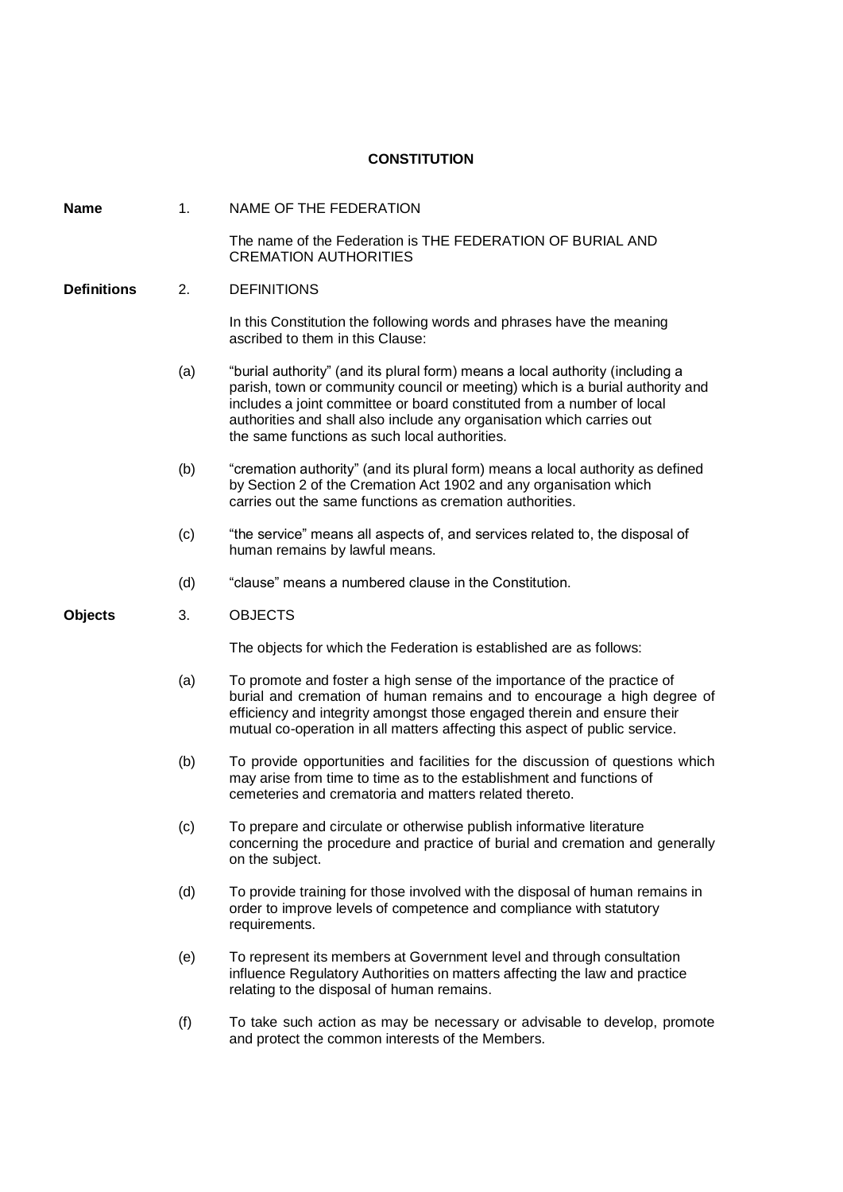# CONSTITUTION

**Name** 1. NAME OF THE FEDERATION

The name of the Federation is THE FEDERATION OF BURIAL AND CREMATION AUTHORITIES

**Definitions** 2. DEFINITIONS

In this Constitution the following words and phrases have the meaning ascribed to them in this Clause:

(a) "burial authority" (and its plural form) means a local authority (including a parish, town or community council or meeting) which is a burial authority and includes a joint committee or board constituted from a number of local authorities and shall also include any organisation which carries out the same functions as such local authorities.

(b) "cremation authority" (and its plural form) means a local authority as defined by Section 2 of the Cremation Act 1902 and any organisation which carries out the same functions as cremation authorities.

(c) "the service" means all aspects of, and services related to, the disposal of human remains by lawful means.

(d) "clause" means a numbered clause in the Constitution.

**Objects** 3. OBJECTS

The objects for which the Federation is established are as follows:

(a) To promote and foster a high sense of the importance of the practice of burial and cremation of human remains and to encourage a high degree of efficiency and integrity amongst those engaged therein and ensure their mutual co-operation in all matters affecting this aspect of public service.

(b) To provide opportunities and facilities for the discussion of questions which may arise from time to time as to the establishment and functions of cemeteries and crematoria and matters related thereto.

(c) To prepare and circulate or otherwise publish informative literature concerning the procedure and practice of burial and cremation and generally on the subject.

(d) To provide training for those involved with the disposal of human remains in order to improve levels of competence and compliance with statutory requirements.

(e) To represent its members at Government level and through consultation influence Regulatory Authorities on matters affecting the law and practice relating to the disposal of human remains.

(f) To take such action as may be necessary or advisable to develop, promote and protect the common interests of the Members.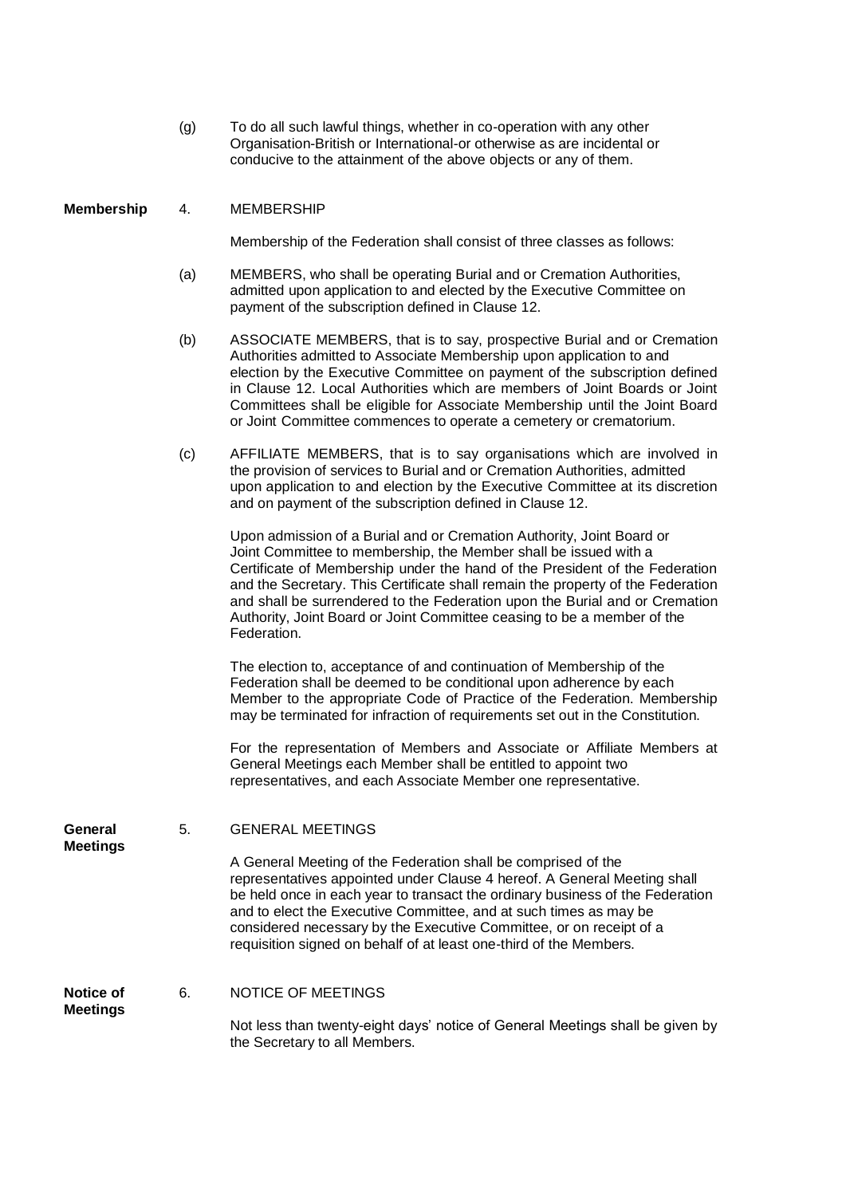(g) To do all such lawful things, whether in co-operation with any other Organisation-British or International-or otherwise as are incidental or conducive to the attainment of the above objects or any of them.

**Membership**

## 4. MEMBERSHIP

Membership of the Federation shall consist of three classes as follows:

(a) MEMBERS, who shall be operating Burial and or Cremation Authorities, admitted upon application to and elected by the Executive Committee on payment of the subscription defined in Clause 12.

(b) ASSOCIATE MEMBERS, that is to say, prospective Burial and or Cremation Authorities admitted to Associate Membership upon application to and election by the Executive Committee on payment of the subscription defined in Clause 12. Local Authorities which are members of Joint Boards or Joint Committees shall be eligible for Associate Membership until the Joint Board or Joint Committee commences to operate a cemetery or crematorium.

(c) AFFILIATE MEMBERS, that is to say organisations which are involved in the provision of services to Burial and or Cremation Authorities, admitted upon application to and election by the Executive Committee at its discretion and on payment of the subscription defined in Clause 12.

Upon admission of a Burial and or Cremation Authority, Joint Board or Joint Committee to membership, the Member shall be issued with a Certificate of Membership under the hand of the President of the Federation and the Secretary. This Certificate shall remain the property of the Federation and shall be surrendered to the Federation upon the Burial and or Cremation Authority, Joint Board or Joint Committee ceasing to be a member of the Federation.

The election to, acceptance of and continuation of Membership of the Federation shall be deemed to be conditional upon adherence by each Member to the appropriate Code of Practice of the Federation. Membership may be terminated for infraction of requirements set out in the Constitution.

For the representation of Members and Associate or Affiliate Members at General Meetings each Member shall be entitled to appoint two representatives, and each Associate Member one representative.

**General Meetings**

## 5. GENERAL MEETINGS

A General Meeting of the Federation shall be comprised of the representatives appointed under Clause 4 hereof. A General Meeting shall be held once in each year to transact the ordinary business of the Federation and to elect the Executive Committee, and at such times as may be considered necessary by the Executive Committee, or on receipt of a requisition signed on behalf of at least one-third of the Members.

**Notice of Meetings**

## 6. NOTICE OF MEETINGS

Not less than twenty-eight days' notice of General Meetings shall be given by the Secretary to all Members.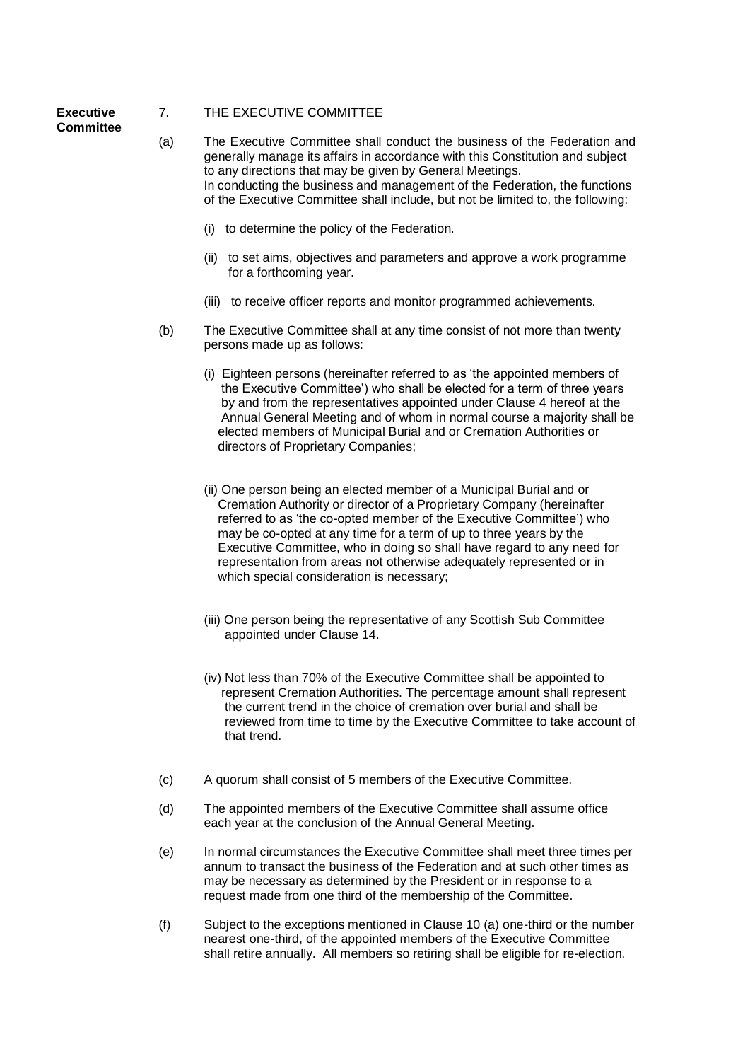**Executive Committee**

## 7. THE EXECUTIVE COMMITTEE

(a) The Executive Committee shall conduct the business of the Federation and generally manage its affairs in accordance with this Constitution and subject to any directions that may be given by General Meetings.
In conducting the business and management of the Federation, the functions of the Executive Committee shall include, but not be limited to, the following:

- (i) to determine the policy of the Federation.
- (ii) to set aims, objectives and parameters and approve a work programme for a forthcoming year.
- (iii) to receive officer reports and monitor programmed achievements.

(b) The Executive Committee shall at any time consist of not more than twenty persons made up as follows:

- (i) Eighteen persons (hereinafter referred to as 'the appointed members of the Executive Committee') who shall be elected for a term of three years by and from the representatives appointed under Clause 4 hereof at the Annual General Meeting and of whom in normal course a majority shall be elected members of Municipal Burial and or Cremation Authorities or directors of Proprietary Companies;
- (ii) One person being an elected member of a Municipal Burial and or Cremation Authority or director of a Proprietary Company (hereinafter referred to as 'the co-opted member of the Executive Committee') who may be co-opted at any time for a term of up to three years by the Executive Committee, who in doing so shall have regard to any need for representation from areas not otherwise adequately represented or in which special consideration is necessary;
- (iii) One person being the representative of any Scottish Sub Committee appointed under Clause 14.
- (iv) Not less than 70% of the Executive Committee shall be appointed to represent Cremation Authorities. The percentage amount shall represent the current trend in the choice of cremation over burial and shall be reviewed from time to time by the Executive Committee to take account of that trend.

(c) A quorum shall consist of 5 members of the Executive Committee.

(d) The appointed members of the Executive Committee shall assume office each year at the conclusion of the Annual General Meeting.

(e) In normal circumstances the Executive Committee shall meet three times per annum to transact the business of the Federation and at such other times as may be necessary as determined by the President or in response to a request made from one third of the membership of the Committee.

(f) Subject to the exceptions mentioned in Clause 10 (a) one-third or the number nearest one-third, of the appointed members of the Executive Committee shall retire annually. All members so retiring shall be eligible for re-election.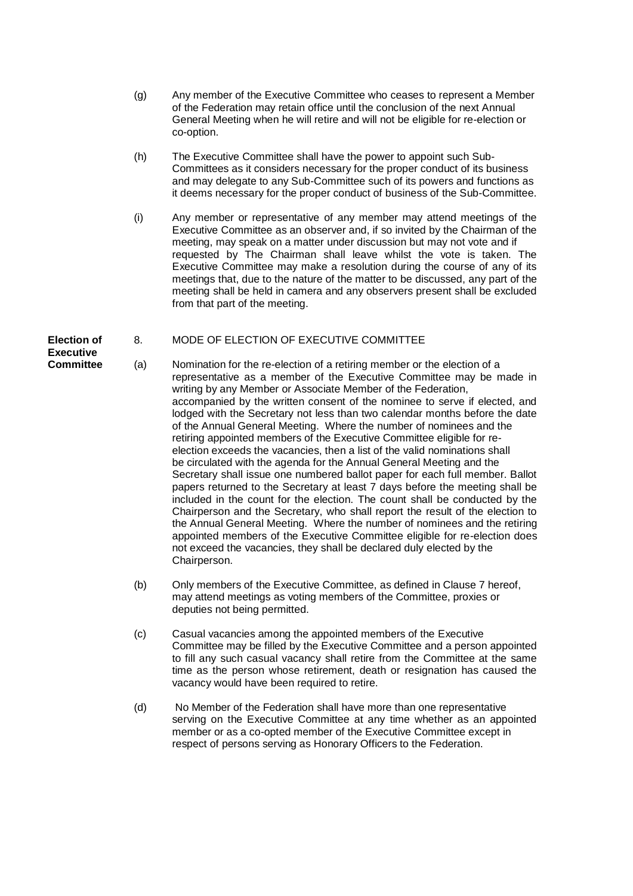(g) Any member of the Executive Committee who ceases to represent a Member of the Federation may retain office until the conclusion of the next Annual General Meeting when he will retire and will not be eligible for re-election or co-option.

(h) The Executive Committee shall have the power to appoint such Sub-Committees as it considers necessary for the proper conduct of its business and may delegate to any Sub-Committee such of its powers and functions as it deems necessary for the proper conduct of business of the Sub-Committee.

(i) Any member or representative of any member may attend meetings of the Executive Committee as an observer and, if so invited by the Chairman of the meeting, may speak on a matter under discussion but may not vote and if requested by The Chairman shall leave whilst the vote is taken. The Executive Committee may make a resolution during the course of any of its meetings that, due to the nature of the matter to be discussed, any part of the meeting shall be held in camera and any observers present shall be excluded from that part of the meeting.

**Election of Executive Committee**

## 8. MODE OF ELECTION OF EXECUTIVE COMMITTEE

(a) Nomination for the re-election of a retiring member or the election of a representative as a member of the Executive Committee may be made in writing by any Member or Associate Member of the Federation, accompanied by the written consent of the nominee to serve if elected, and lodged with the Secretary not less than two calendar months before the date of the Annual General Meeting. Where the number of nominees and the retiring appointed members of the Executive Committee eligible for re-election exceeds the vacancies, then a list of the valid nominations shall be circulated with the agenda for the Annual General Meeting and the Secretary shall issue one numbered ballot paper for each full member. Ballot papers returned to the Secretary at least 7 days before the meeting shall be included in the count for the election. The count shall be conducted by the Chairperson and the Secretary, who shall report the result of the election to the Annual General Meeting. Where the number of nominees and the retiring appointed members of the Executive Committee eligible for re-election does not exceed the vacancies, they shall be declared duly elected by the Chairperson.

(b) Only members of the Executive Committee, as defined in Clause 7 hereof, may attend meetings as voting members of the Committee, proxies or deputies not being permitted.

(c) Casual vacancies among the appointed members of the Executive Committee may be filled by the Executive Committee and a person appointed to fill any such casual vacancy shall retire from the Committee at the same time as the person whose retirement, death or resignation has caused the vacancy would have been required to retire.

(d) No Member of the Federation shall have more than one representative serving on the Executive Committee at any time whether as an appointed member or as a co-opted member of the Executive Committee except in respect of persons serving as Honorary Officers to the Federation.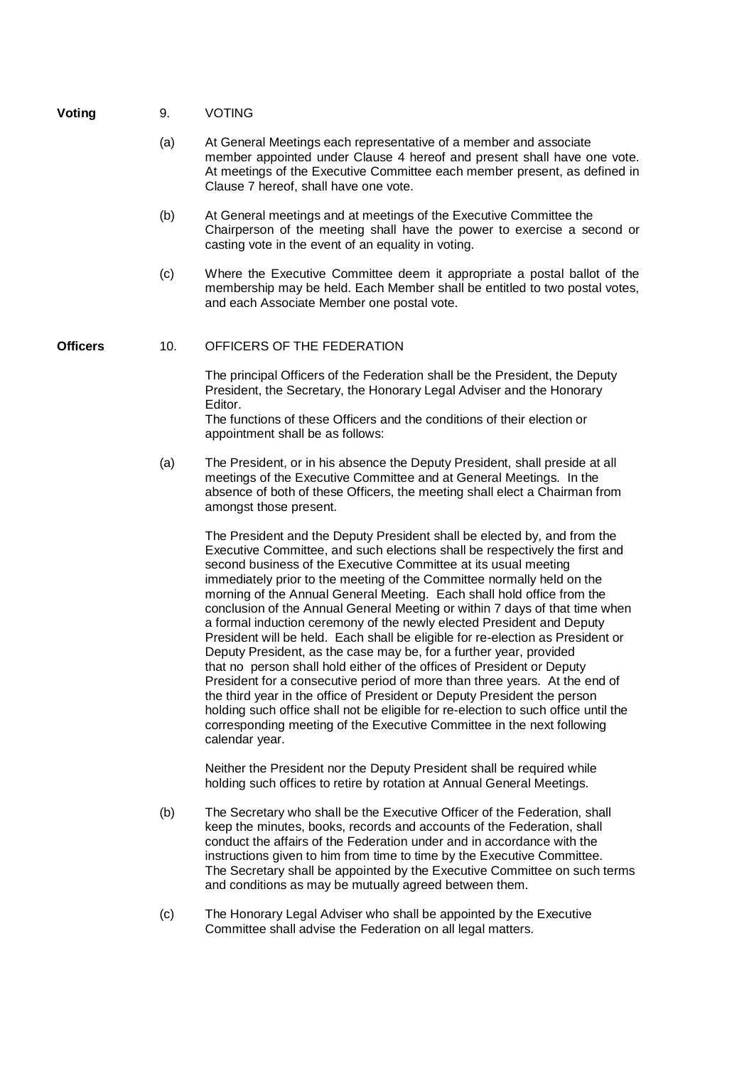**Voting**

## 9. VOTING

(a) At General Meetings each representative of a member and associate member appointed under Clause 4 hereof and present shall have one vote. At meetings of the Executive Committee each member present, as defined in Clause 7 hereof, shall have one vote.

(b) At General meetings and at meetings of the Executive Committee the Chairperson of the meeting shall have the power to exercise a second or casting vote in the event of an equality in voting.

(c) Where the Executive Committee deem it appropriate a postal ballot of the membership may be held. Each Member shall be entitled to two postal votes, and each Associate Member one postal vote.

**Officers**

## 10. OFFICERS OF THE FEDERATION

The principal Officers of the Federation shall be the President, the Deputy President, the Secretary, the Honorary Legal Adviser and the Honorary Editor.
The functions of these Officers and the conditions of their election or appointment shall be as follows:

(a) The President, or in his absence the Deputy President, shall preside at all meetings of the Executive Committee and at General Meetings. In the absence of both of these Officers, the meeting shall elect a Chairman from amongst those present.

The President and the Deputy President shall be elected by, and from the Executive Committee, and such elections shall be respectively the first and second business of the Executive Committee at its usual meeting immediately prior to the meeting of the Committee normally held on the morning of the Annual General Meeting. Each shall hold office from the conclusion of the Annual General Meeting or within 7 days of that time when a formal induction ceremony of the newly elected President and Deputy President will be held. Each shall be eligible for re-election as President or Deputy President, as the case may be, for a further year, provided that no person shall hold either of the offices of President or Deputy President for a consecutive period of more than three years. At the end of the third year in the office of President or Deputy President the person holding such office shall not be eligible for re-election to such office until the corresponding meeting of the Executive Committee in the next following calendar year.

Neither the President nor the Deputy President shall be required while holding such offices to retire by rotation at Annual General Meetings.

(b) The Secretary who shall be the Executive Officer of the Federation, shall keep the minutes, books, records and accounts of the Federation, shall conduct the affairs of the Federation under and in accordance with the instructions given to him from time to time by the Executive Committee. The Secretary shall be appointed by the Executive Committee on such terms and conditions as may be mutually agreed between them.

(c) The Honorary Legal Adviser who shall be appointed by the Executive Committee shall advise the Federation on all legal matters.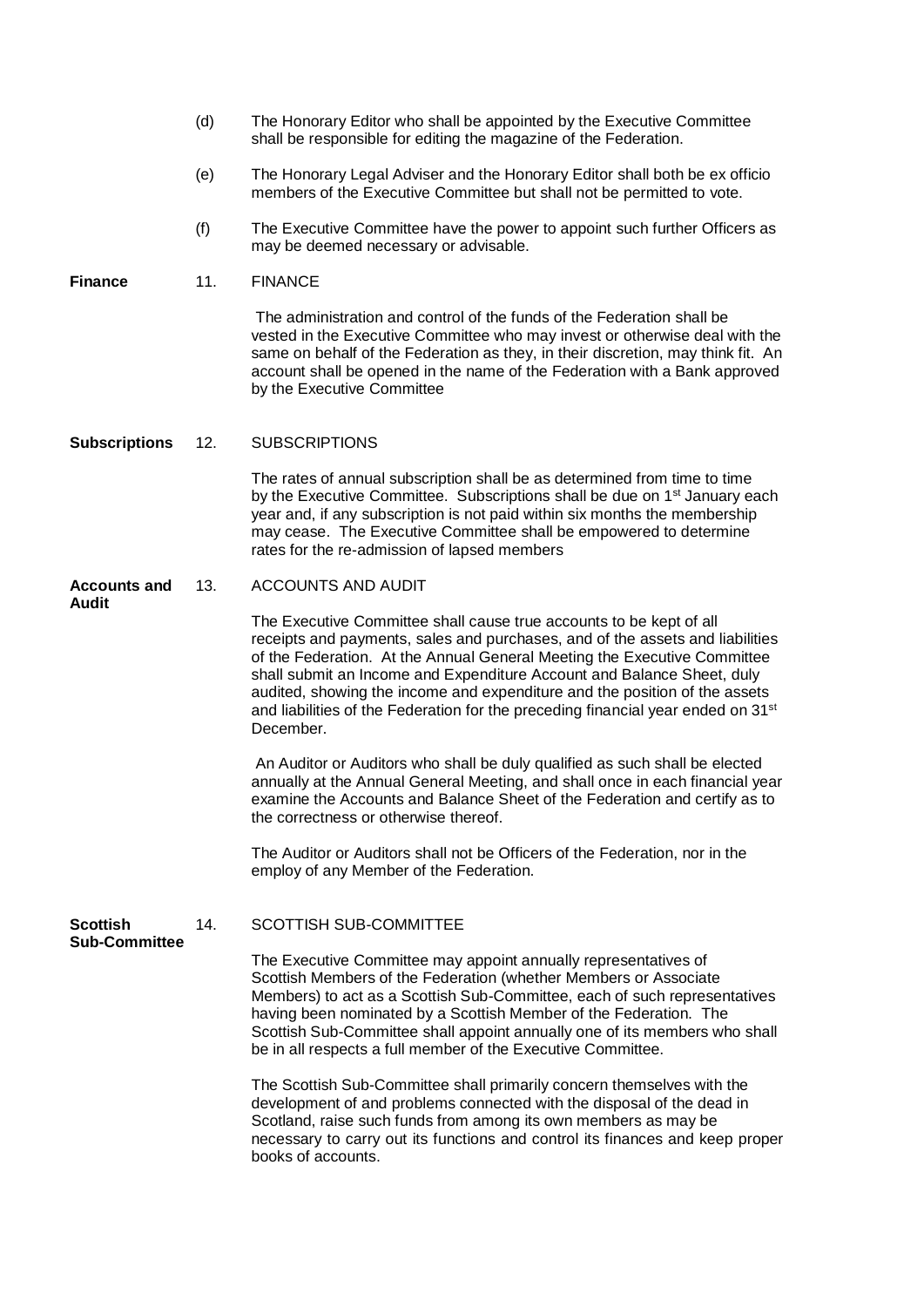(d) The Honorary Editor who shall be appointed by the Executive Committee shall be responsible for editing the magazine of the Federation.

(e) The Honorary Legal Adviser and the Honorary Editor shall both be ex officio members of the Executive Committee but shall not be permitted to vote.

(f) The Executive Committee have the power to appoint such further Officers as may be deemed necessary or advisable.

## 11. FINANCE

The administration and control of the funds of the Federation shall be vested in the Executive Committee who may invest or otherwise deal with the same on behalf of the Federation as they, in their discretion, may think fit. An account shall be opened in the name of the Federation with a Bank approved by the Executive Committee

## 12. SUBSCRIPTIONS

The rates of annual subscription shall be as determined from time to time by the Executive Committee. Subscriptions shall be due on 1st January each year and, if any subscription is not paid within six months the membership may cease. The Executive Committee shall be empowered to determine rates for the re-admission of lapsed members

## 13. ACCOUNTS AND AUDIT

The Executive Committee shall cause true accounts to be kept of all receipts and payments, sales and purchases, and of the assets and liabilities of the Federation. At the Annual General Meeting the Executive Committee shall submit an Income and Expenditure Account and Balance Sheet, duly audited, showing the income and expenditure and the position of the assets and liabilities of the Federation for the preceding financial year ended on 31st December.

An Auditor or Auditors who shall be duly qualified as such shall be elected annually at the Annual General Meeting, and shall once in each financial year examine the Accounts and Balance Sheet of the Federation and certify as to the correctness or otherwise thereof.

The Auditor or Auditors shall not be Officers of the Federation, nor in the employ of any Member of the Federation.

## 14. SCOTTISH SUB-COMMITTEE

The Executive Committee may appoint annually representatives of Scottish Members of the Federation (whether Members or Associate Members) to act as a Scottish Sub-Committee, each of such representatives having been nominated by a Scottish Member of the Federation. The Scottish Sub-Committee shall appoint annually one of its members who shall be in all respects a full member of the Executive Committee.

The Scottish Sub-Committee shall primarily concern themselves with the development of and problems connected with the disposal of the dead in Scotland, raise such funds from among its own members as may be necessary to carry out its functions and control its finances and keep proper books of accounts.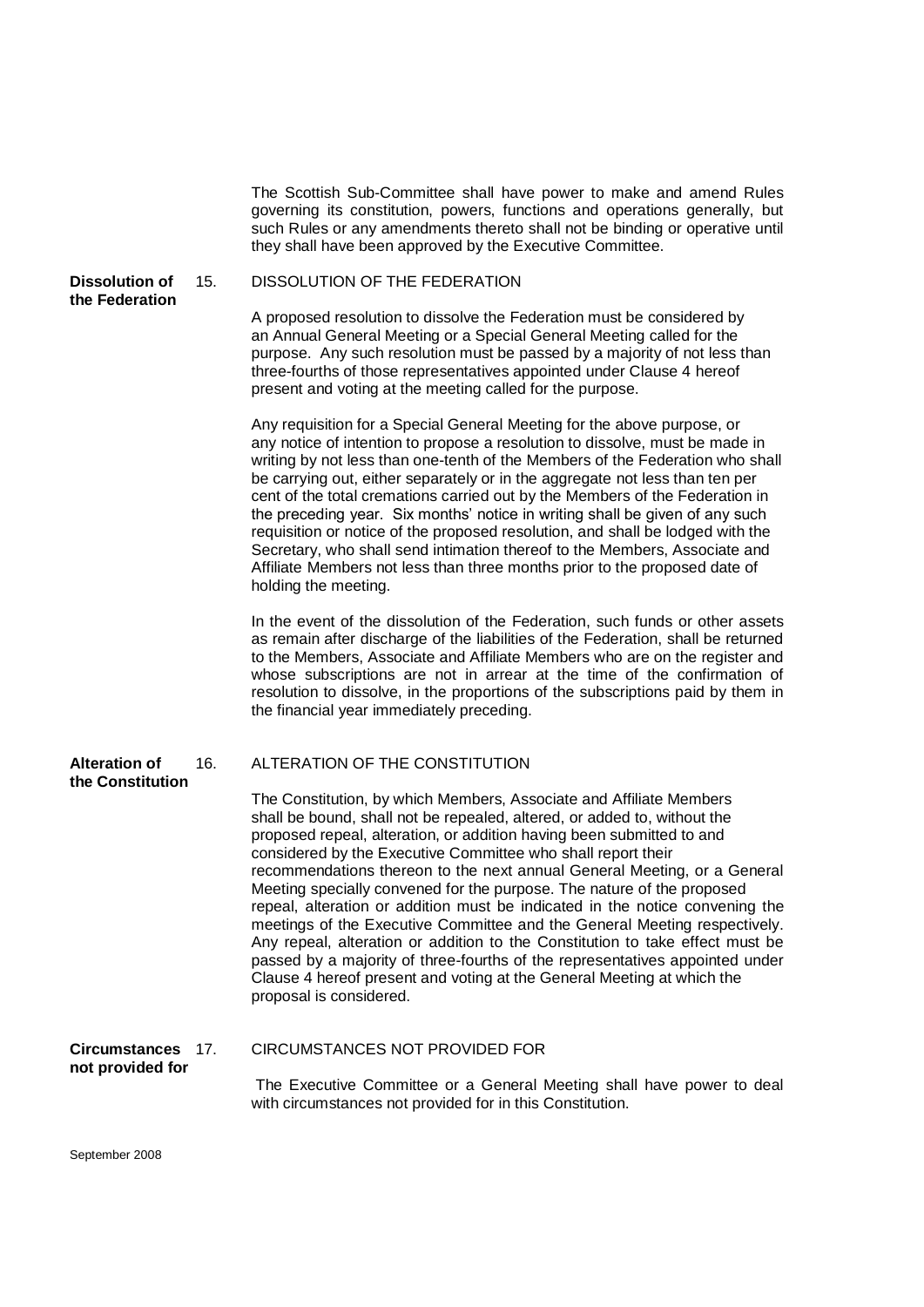The Scottish Sub-Committee shall have power to make and amend Rules governing its constitution, powers, functions and operations generally, but such Rules or any amendments thereto shall not be binding or operative until they shall have been approved by the Executive Committee.

**Dissolution of the Federation**

## 15. DISSOLUTION OF THE FEDERATION

A proposed resolution to dissolve the Federation must be considered by an Annual General Meeting or a Special General Meeting called for the purpose. Any such resolution must be passed by a majority of not less than three-fourths of those representatives appointed under Clause 4 hereof present and voting at the meeting called for the purpose.

Any requisition for a Special General Meeting for the above purpose, or any notice of intention to propose a resolution to dissolve, must be made in writing by not less than one-tenth of the Members of the Federation who shall be carrying out, either separately or in the aggregate not less than ten per cent of the total cremations carried out by the Members of the Federation in the preceding year. Six months' notice in writing shall be given of any such requisition or notice of the proposed resolution, and shall be lodged with the Secretary, who shall send intimation thereof to the Members, Associate and Affiliate Members not less than three months prior to the proposed date of holding the meeting.

In the event of the dissolution of the Federation, such funds or other assets as remain after discharge of the liabilities of the Federation, shall be returned to the Members, Associate and Affiliate Members who are on the register and whose subscriptions are not in arrear at the time of the confirmation of resolution to dissolve, in the proportions of the subscriptions paid by them in the financial year immediately preceding.

**Alteration of the Constitution**

## 16. ALTERATION OF THE CONSTITUTION

The Constitution, by which Members, Associate and Affiliate Members shall be bound, shall not be repealed, altered, or added to, without the proposed repeal, alteration, or addition having been submitted to and considered by the Executive Committee who shall report their recommendations thereon to the next annual General Meeting, or a General Meeting specially convened for the purpose. The nature of the proposed repeal, alteration or addition must be indicated in the notice convening the meetings of the Executive Committee and the General Meeting respectively. Any repeal, alteration or addition to the Constitution to take effect must be passed by a majority of three-fourths of the representatives appointed under Clause 4 hereof present and voting at the General Meeting at which the proposal is considered.

**Circumstances not provided for**

## 17. CIRCUMSTANCES NOT PROVIDED FOR

The Executive Committee or a General Meeting shall have power to deal with circumstances not provided for in this Constitution.

September 2008